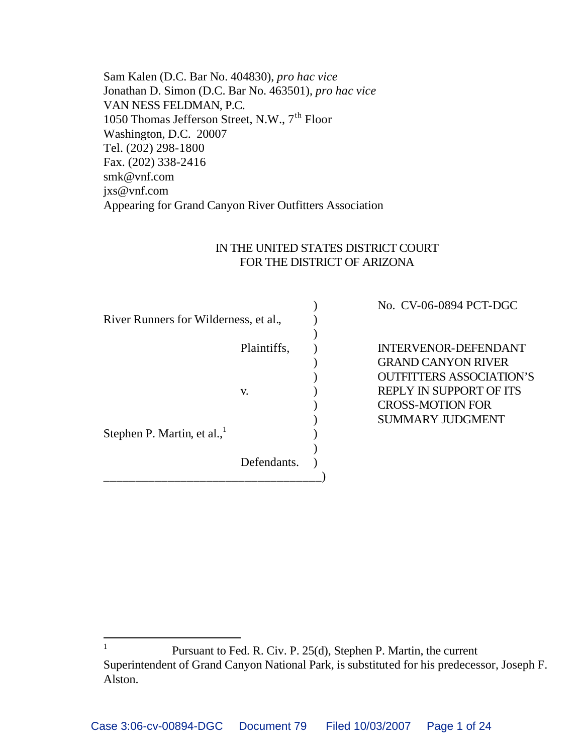Sam Kalen (D.C. Bar No. 404830), *pro hac vice*
Jonathan D. Simon (D.C. Bar No. 463501), *pro hac vice*
VAN NESS FELDMAN, P.C.
1050 Thomas Jefferson Street, N.W., 7th Floor
Washington, D.C. 20007
Tel. (202) 298-1800
Fax. (202) 338-2416
smk@vnf.com
jxs@vnf.com
Appearing for Grand Canyon River Outfitters Association

IN THE UNITED STATES DISTRICT COURT
FOR THE DISTRICT OF ARIZONA

River Runners for Wilderness, et al.,

Plaintiffs,

v.

Stephen P. Martin, et al.,[1]

Defendants.

No. CV-06-0894 PCT-DGC

INTERVENOR-DEFENDANT GRAND CANYON RIVER OUTFITTERS ASSOCIATION'S REPLY IN SUPPORT OF ITS CROSS-MOTION FOR SUMMARY JUDGMENT

---

[1] Pursuant to Fed. R. Civ. P. 25(d), Stephen P. Martin, the current Superintendent of Grand Canyon National Park, is substituted for his predecessor, Joseph F. Alston.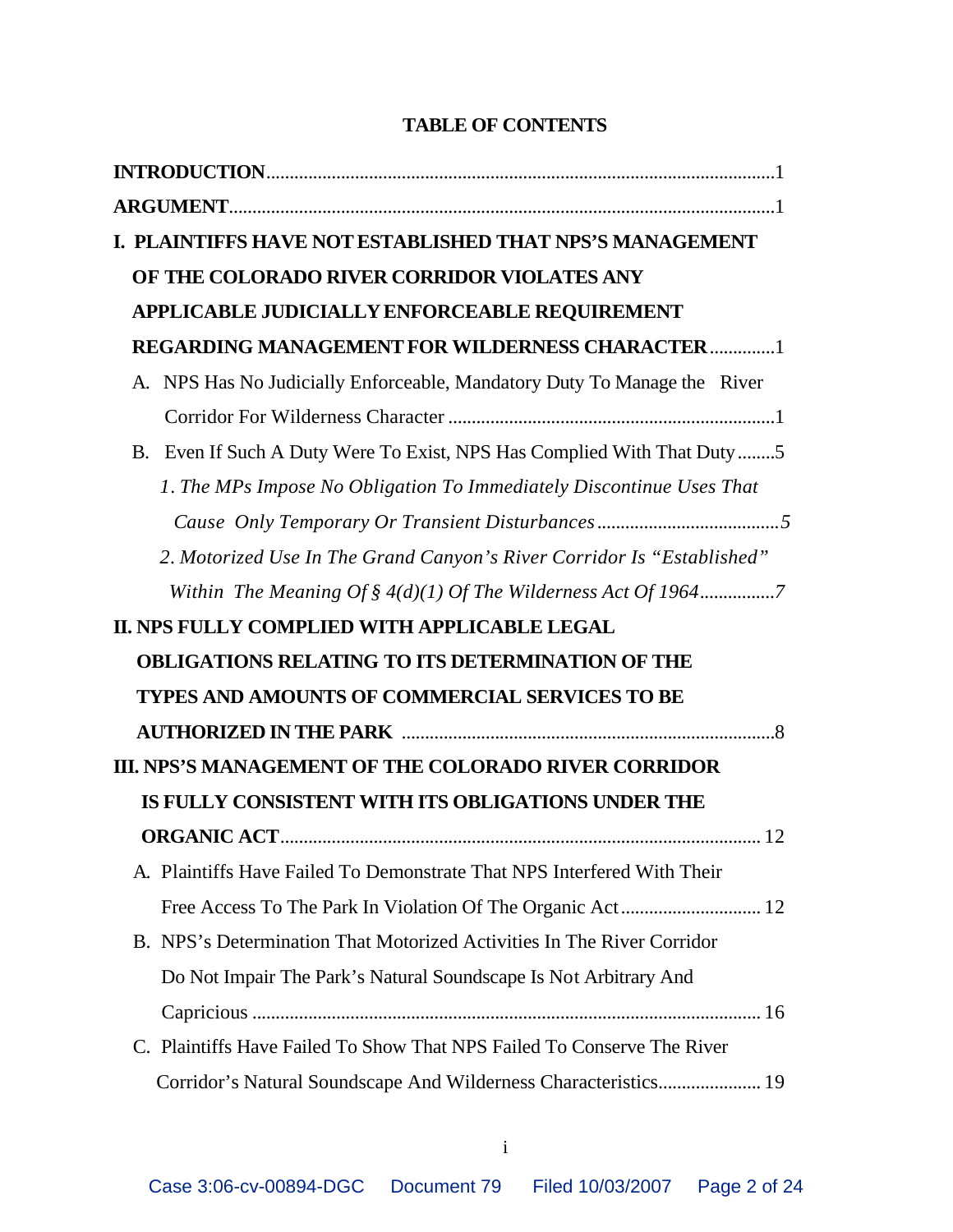# TABLE OF CONTENTS

**INTRODUCTION** ........................................................................................................... 1

**ARGUMENT** ................................................................................................................. 1

**I. PLAINTIFFS HAVE NOT ESTABLISHED THAT NPS'S MANAGEMENT OF THE COLORADO RIVER CORRIDOR VIOLATES ANY APPLICABLE JUDICIALLY ENFORCEABLE REQUIREMENT REGARDING MANAGEMENT FOR WILDERNESS CHARACTER** ............. 1

A. NPS Has No Judicially Enforceable, Mandatory Duty To Manage the River Corridor For Wilderness Character ..................................................................... 1

B. Even If Such A Duty Were To Exist, NPS Has Complied With That Duty ........ 5

*1. The MPs Impose No Obligation To Immediately Discontinue Uses That Cause Only Temporary Or Transient Disturbances* ....................................... *5*

*2. Motorized Use In The Grand Canyon's River Corridor Is "Established" Within The Meaning Of § 4(d)(1) Of The Wilderness Act Of 1964* ................ *7*

**II. NPS FULLY COMPLIED WITH APPLICABLE LEGAL OBLIGATIONS RELATING TO ITS DETERMINATION OF THE TYPES AND AMOUNTS OF COMMERCIAL SERVICES TO BE AUTHORIZED IN THE PARK** ............................................................................... 8

**III. NPS'S MANAGEMENT OF THE COLORADO RIVER CORRIDOR IS FULLY CONSISTENT WITH ITS OBLIGATIONS UNDER THE ORGANIC ACT** ...................................................................................................... 12

A. Plaintiffs Have Failed To Demonstrate That NPS Interfered With Their Free Access To The Park In Violation Of The Organic Act ............................. 12

B. NPS's Determination That Motorized Activities In The River Corridor Do Not Impair The Park's Natural Soundscape Is Not Arbitrary And Capricious ............................................................................................................ 16

C. Plaintiffs Have Failed To Show That NPS Failed To Conserve The River Corridor's Natural Soundscape And Wilderness Characteristics ...................... 19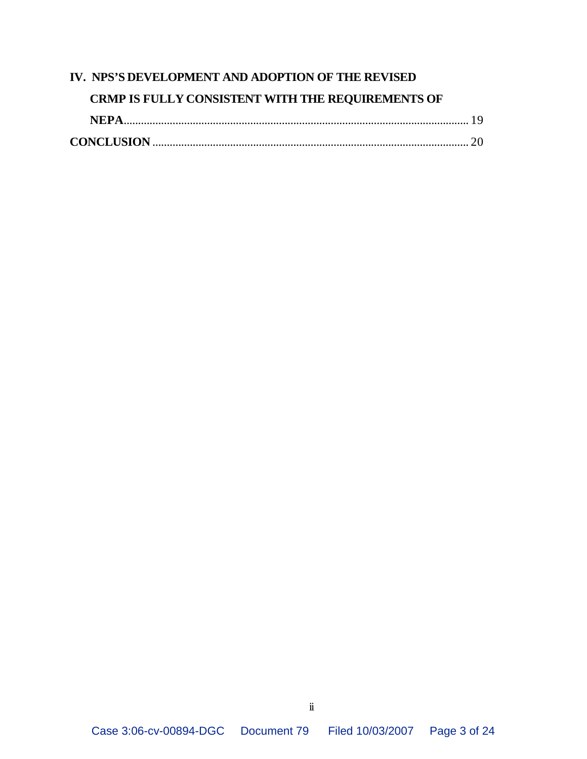**IV. NPS'S DEVELOPMENT AND ADOPTION OF THE REVISED CRMP IS FULLY CONSISTENT WITH THE REQUIREMENTS OF NEPA** ........................................................................................................................ 19

**CONCLUSION** ........................................................................................................................ 20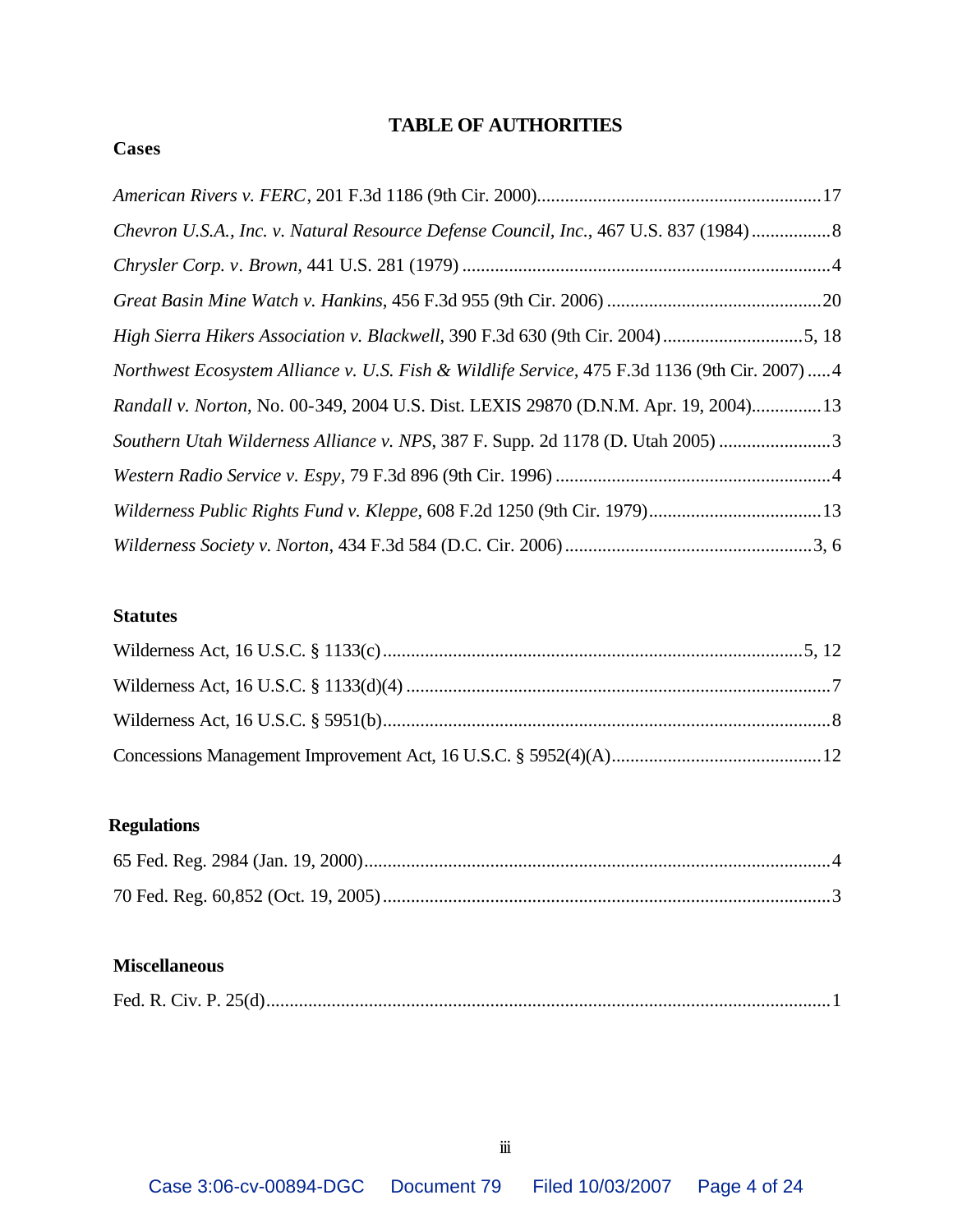# TABLE OF AUTHORITIES

## Cases

*American Rivers v. FERC*, 201 F.3d 1186 (9th Cir. 2000)............................................................17

*Chevron U.S.A., Inc. v. Natural Resource Defense Council, Inc.*, 467 U.S. 837 (1984).................8

*Chrysler Corp. v. Brown*, 441 U.S. 281 (1979)...............................................................................4

*Great Basin Mine Watch v. Hankins*, 456 F.3d 955 (9th Cir. 2006)..............................................20

*High Sierra Hikers Association v. Blackwell*, 390 F.3d 630 (9th Cir. 2004)..............................5, 18

*Northwest Ecosystem Alliance v. U.S. Fish & Wildlife Service*, 475 F.3d 1136 (9th Cir. 2007).....4

*Randall v. Norton*, No. 00-349, 2004 U.S. Dist. LEXIS 29870 (D.N.M. Apr. 19, 2004)..............13

*Southern Utah Wilderness Alliance v. NPS*, 387 F. Supp. 2d 1178 (D. Utah 2005)........................3

*Western Radio Service v. Espy*, 79 F.3d 896 (9th Cir. 1996)...........................................................4

*Wilderness Public Rights Fund v. Kleppe*, 608 F.2d 1250 (9th Cir. 1979).....................................13

*Wilderness Society v. Norton*, 434 F.3d 584 (D.C. Cir. 2006).....................................................3, 6

## Statutes

Wilderness Act, 16 U.S.C. § 1133(c)..........................................................................................5, 12

Wilderness Act, 16 U.S.C. § 1133(d)(4)...........................................................................................7

Wilderness Act, 16 U.S.C. § 5951(b)................................................................................................8

Concessions Management Improvement Act, 16 U.S.C. § 5952(4)(A)...........................................12

## Regulations

65 Fed. Reg. 2984 (Jan. 19, 2000)....................................................................................................4

70 Fed. Reg. 60,852 (Oct. 19, 2005)................................................................................................3

## Miscellaneous

Fed. R. Civ. P. 25(d)........................................................................................................................1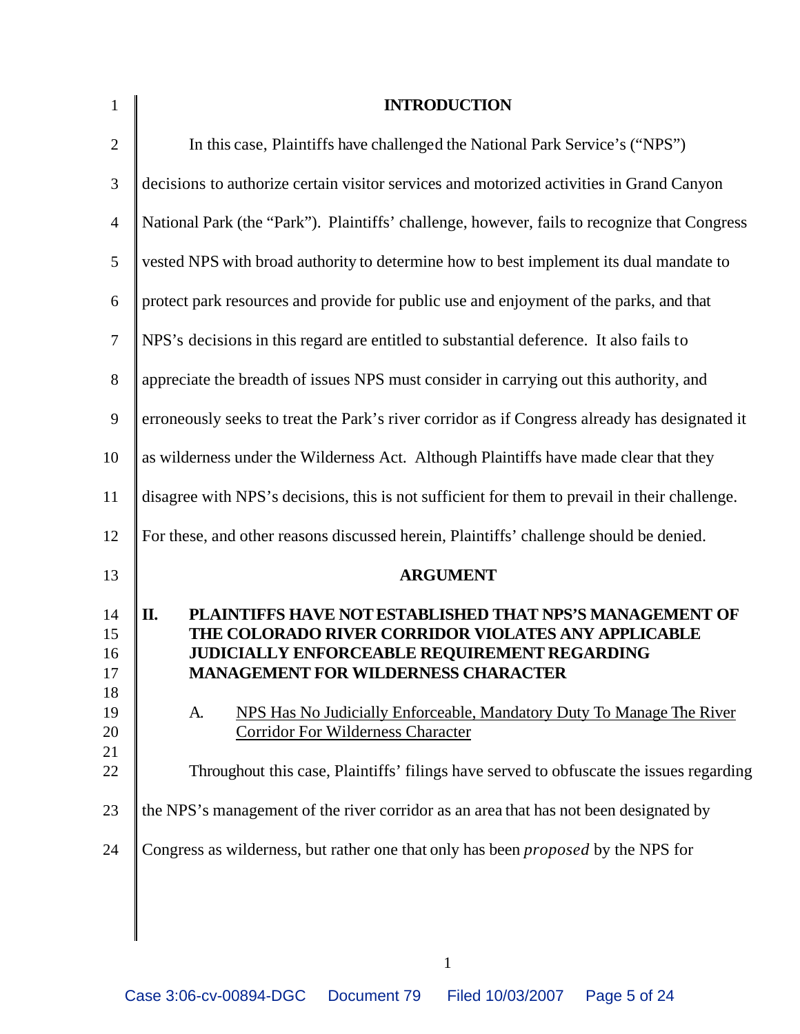## INTRODUCTION

In this case, Plaintiffs have challenged the National Park Service's ("NPS") decisions to authorize certain visitor services and motorized activities in Grand Canyon National Park (the "Park"). Plaintiffs' challenge, however, fails to recognize that Congress vested NPS with broad authority to determine how to best implement its dual mandate to protect park resources and provide for public use and enjoyment of the parks, and that NPS's decisions in this regard are entitled to substantial deference. It also fails to appreciate the breadth of issues NPS must consider in carrying out this authority, and erroneously seeks to treat the Park's river corridor as if Congress already has designated it as wilderness under the Wilderness Act. Although Plaintiffs have made clear that they disagree with NPS's decisions, this is not sufficient for them to prevail in their challenge. For these, and other reasons discussed herein, Plaintiffs' challenge should be denied.

## ARGUMENT

### II. PLAINTIFFS HAVE NOT ESTABLISHED THAT NPS'S MANAGEMENT OF THE COLORADO RIVER CORRIDOR VIOLATES ANY APPLICABLE JUDICIALLY ENFORCEABLE REQUIREMENT REGARDING MANAGEMENT FOR WILDERNESS CHARACTER

#### A. NPS Has No Judicially Enforceable, Mandatory Duty To Manage The River Corridor For Wilderness Character

Throughout this case, Plaintiffs' filings have served to obfuscate the issues regarding the NPS's management of the river corridor as an area that has not been designated by Congress as wilderness, but rather one that only has been *proposed* by the NPS for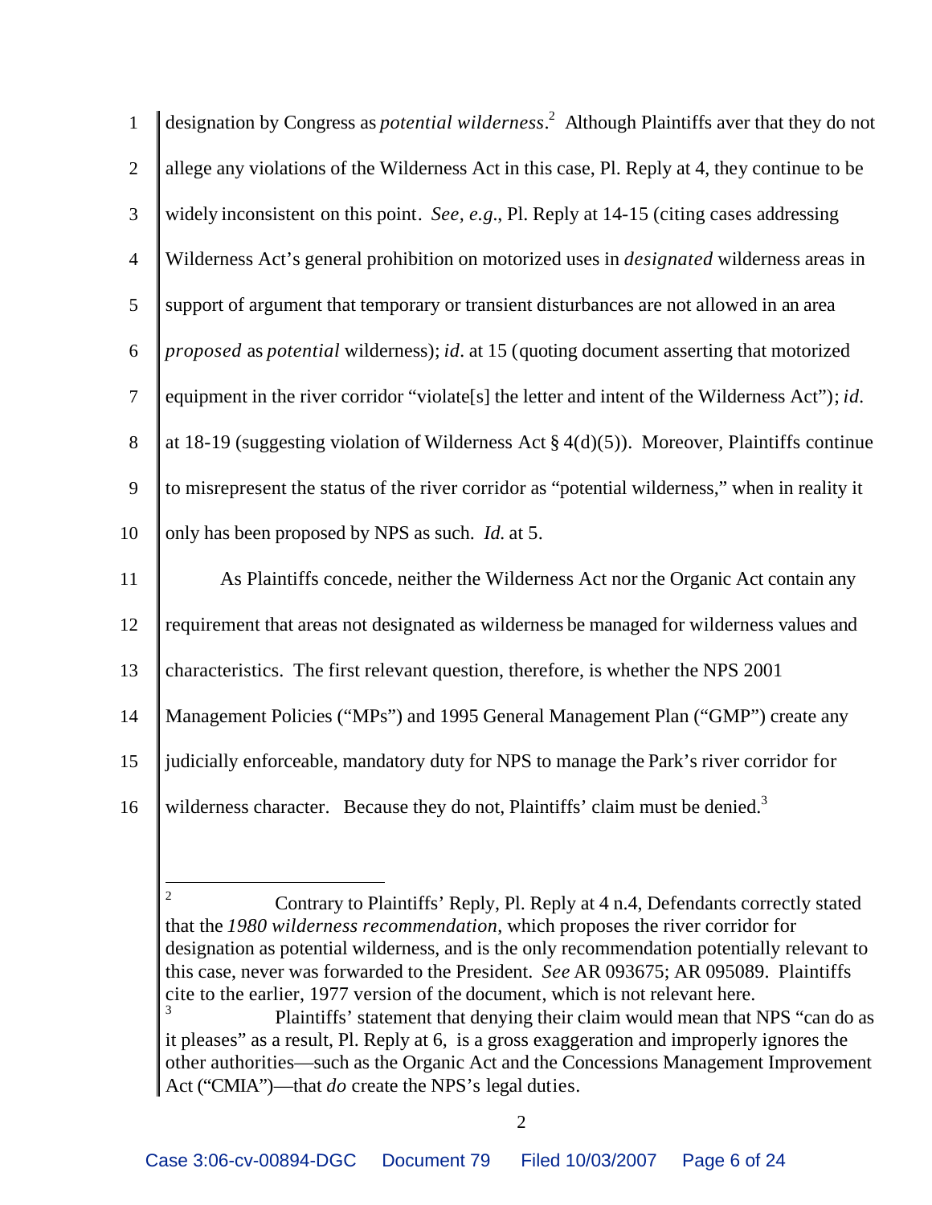designation by Congress as *potential wilderness*.[2] Although Plaintiffs aver that they do not allege any violations of the Wilderness Act in this case, Pl. Reply at 4, they continue to be widely inconsistent on this point. *See, e.g.*, Pl. Reply at 14-15 (citing cases addressing Wilderness Act's general prohibition on motorized uses in *designated* wilderness areas in support of argument that temporary or transient disturbances are not allowed in an area *proposed* as *potential* wilderness); *id.* at 15 (quoting document asserting that motorized equipment in the river corridor "violate[s] the letter and intent of the Wilderness Act"); *id.* at 18-19 (suggesting violation of Wilderness Act § 4(d)(5)). Moreover, Plaintiffs continue to misrepresent the status of the river corridor as "potential wilderness," when in reality it only has been proposed by NPS as such. *Id.* at 5.

As Plaintiffs concede, neither the Wilderness Act nor the Organic Act contain any requirement that areas not designated as wilderness be managed for wilderness values and characteristics. The first relevant question, therefore, is whether the NPS 2001 Management Policies ("MPs") and 1995 General Management Plan ("GMP") create any judicially enforceable, mandatory duty for NPS to manage the Park's river corridor for wilderness character. Because they do not, Plaintiffs' claim must be denied.[3]

---

[2] Contrary to Plaintiffs' Reply, Pl. Reply at 4 n.4, Defendants correctly stated that the *1980 wilderness recommendation*, which proposes the river corridor for designation as potential wilderness, and is the only recommendation potentially relevant to this case, never was forwarded to the President. *See* AR 093675; AR 095089. Plaintiffs cite to the earlier, 1977 version of the document, which is not relevant here.

[3] Plaintiffs' statement that denying their claim would mean that NPS "can do as it pleases" as a result, Pl. Reply at 6, is a gross exaggeration and improperly ignores the other authorities—such as the Organic Act and the Concessions Management Improvement Act ("CMIA")—that *do* create the NPS's legal duties.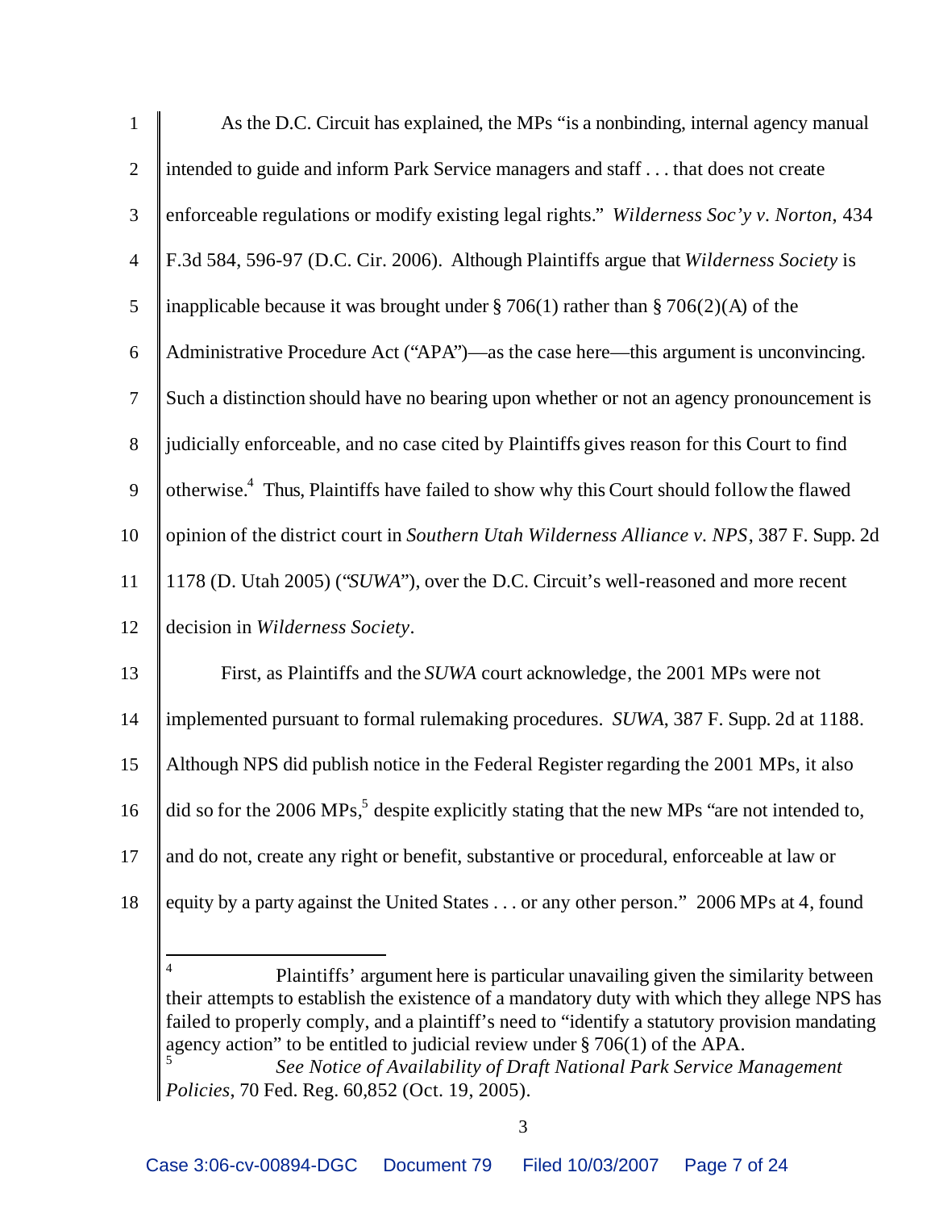As the D.C. Circuit has explained, the MPs "is a nonbinding, internal agency manual intended to guide and inform Park Service managers and staff . . . that does not create enforceable regulations or modify existing legal rights." *Wilderness Soc'y v. Norton*, 434 F.3d 584, 596-97 (D.C. Cir. 2006). Although Plaintiffs argue that *Wilderness Society* is inapplicable because it was brought under § 706(1) rather than § 706(2)(A) of the Administrative Procedure Act ("APA")—as the case here—this argument is unconvincing. Such a distinction should have no bearing upon whether or not an agency pronouncement is judicially enforceable, and no case cited by Plaintiffs gives reason for this Court to find otherwise.[4] Thus, Plaintiffs have failed to show why this Court should follow the flawed opinion of the district court in *Southern Utah Wilderness Alliance v. NPS*, 387 F. Supp. 2d 1178 (D. Utah 2005) ("*SUWA*"), over the D.C. Circuit's well-reasoned and more recent decision in *Wilderness Society*.

First, as Plaintiffs and the *SUWA* court acknowledge, the 2001 MPs were not implemented pursuant to formal rulemaking procedures. *SUWA*, 387 F. Supp. 2d at 1188. Although NPS did publish notice in the Federal Register regarding the 2001 MPs, it also did so for the 2006 MPs,[5] despite explicitly stating that the new MPs "are not intended to, and do not, create any right or benefit, substantive or procedural, enforceable at law or equity by a party against the United States . . . or any other person." 2006 MPs at 4, found

---

[4] Plaintiffs' argument here is particular unavailing given the similarity between their attempts to establish the existence of a mandatory duty with which they allege NPS has failed to properly comply, and a plaintiff's need to "identify a statutory provision mandating agency action" to be entitled to judicial review under § 706(1) of the APA.

[5] *See Notice of Availability of Draft National Park Service Management Policies*, 70 Fed. Reg. 60,852 (Oct. 19, 2005).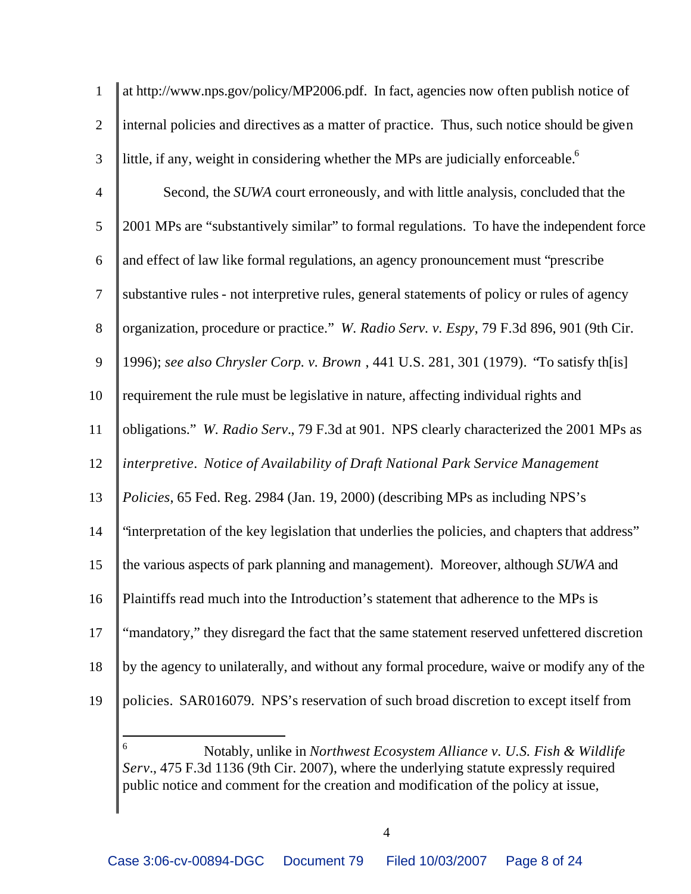at http://www.nps.gov/policy/MP2006.pdf. In fact, agencies now often publish notice of internal policies and directives as a matter of practice. Thus, such notice should be given little, if any, weight in considering whether the MPs are judicially enforceable.[6]

Second, the *SUWA* court erroneously, and with little analysis, concluded that the 2001 MPs are "substantively similar" to formal regulations. To have the independent force and effect of law like formal regulations, an agency pronouncement must "prescribe substantive rules - not interpretive rules, general statements of policy or rules of agency organization, procedure or practice." *W. Radio Serv. v. Espy*, 79 F.3d 896, 901 (9th Cir. 1996); *see also Chrysler Corp. v. Brown* , 441 U.S. 281, 301 (1979). "To satisfy th[is] requirement the rule must be legislative in nature, affecting individual rights and obligations." *W. Radio Serv*., 79 F.3d at 901. NPS clearly characterized the 2001 MPs as *interpretive*. *Notice of Availability of Draft National Park Service Management Policies*, 65 Fed. Reg. 2984 (Jan. 19, 2000) (describing MPs as including NPS's "interpretation of the key legislation that underlies the policies, and chapters that address" the various aspects of park planning and management). Moreover, although *SUWA* and Plaintiffs read much into the Introduction's statement that adherence to the MPs is "mandatory," they disregard the fact that the same statement reserved unfettered discretion by the agency to unilaterally, and without any formal procedure, waive or modify any of the policies. SAR016079. NPS's reservation of such broad discretion to except itself from

---

[6] Notably, unlike in *Northwest Ecosystem Alliance v. U.S. Fish & Wildlife Serv*., 475 F.3d 1136 (9th Cir. 2007), where the underlying statute expressly required public notice and comment for the creation and modification of the policy at issue,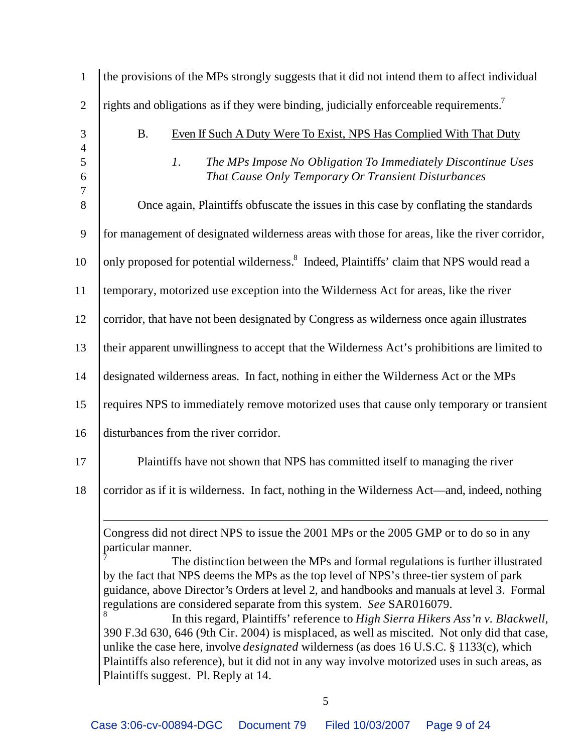the provisions of the MPs strongly suggests that it did not intend them to affect individual rights and obligations as if they were binding, judicially enforceable requirements.[7]

### B. Even If Such A Duty Were To Exist, NPS Has Complied With That Duty

#### *1. The MPs Impose No Obligation To Immediately Discontinue Uses That Cause Only Temporary Or Transient Disturbances*

Once again, Plaintiffs obfuscate the issues in this case by conflating the standards for management of designated wilderness areas with those for areas, like the river corridor, only proposed for potential wilderness.[8] Indeed, Plaintiffs' claim that NPS would read a temporary, motorized use exception into the Wilderness Act for areas, like the river corridor, that have not been designated by Congress as wilderness once again illustrates their apparent unwillingness to accept that the Wilderness Act's prohibitions are limited to designated wilderness areas. In fact, nothing in either the Wilderness Act or the MPs requires NPS to immediately remove motorized uses that cause only temporary or transient disturbances from the river corridor.

Plaintiffs have not shown that NPS has committed itself to managing the river corridor as if it is wilderness. In fact, nothing in the Wilderness Act—and, indeed, nothing

---

Congress did not direct NPS to issue the 2001 MPs or the 2005 GMP or to do so in any particular manner.

[7] The distinction between the MPs and formal regulations is further illustrated by the fact that NPS deems the MPs as the top level of NPS's three-tier system of park guidance, above Director's Orders at level 2, and handbooks and manuals at level 3. Formal regulations are considered separate from this system. *See* SAR016079.

[8] In this regard, Plaintiffs' reference to *High Sierra Hikers Ass'n v. Blackwell*, 390 F.3d 630, 646 (9th Cir. 2004) is misplaced, as well as miscited. Not only did that case, unlike the case here, involve *designated* wilderness (as does 16 U.S.C. § 1133(c), which Plaintiffs also reference), but it did not in any way involve motorized uses in such areas, as Plaintiffs suggest. Pl. Reply at 14.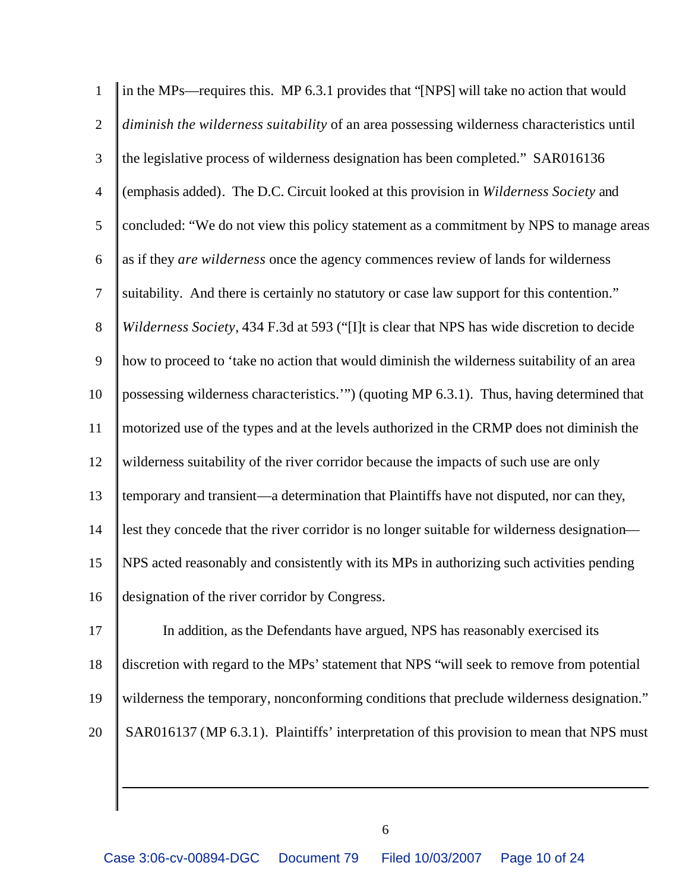in the MPs—requires this. MP 6.3.1 provides that "[NPS] will take no action that would *diminish the wilderness suitability* of an area possessing wilderness characteristics until the legislative process of wilderness designation has been completed." SAR016136 (emphasis added). The D.C. Circuit looked at this provision in *Wilderness Society* and concluded: "We do not view this policy statement as a commitment by NPS to manage areas as if they *are wilderness* once the agency commences review of lands for wilderness suitability. And there is certainly no statutory or case law support for this contention." *Wilderness Society*, 434 F.3d at 593 ("[I]t is clear that NPS has wide discretion to decide how to proceed to 'take no action that would diminish the wilderness suitability of an area possessing wilderness characteristics.'") (quoting MP 6.3.1). Thus, having determined that motorized use of the types and at the levels authorized in the CRMP does not diminish the wilderness suitability of the river corridor because the impacts of such use are only temporary and transient—a determination that Plaintiffs have not disputed, nor can they, lest they concede that the river corridor is no longer suitable for wilderness designation—NPS acted reasonably and consistently with its MPs in authorizing such activities pending designation of the river corridor by Congress.

In addition, as the Defendants have argued, NPS has reasonably exercised its discretion with regard to the MPs' statement that NPS "will seek to remove from potential wilderness the temporary, nonconforming conditions that preclude wilderness designation." SAR016137 (MP 6.3.1). Plaintiffs' interpretation of this provision to mean that NPS must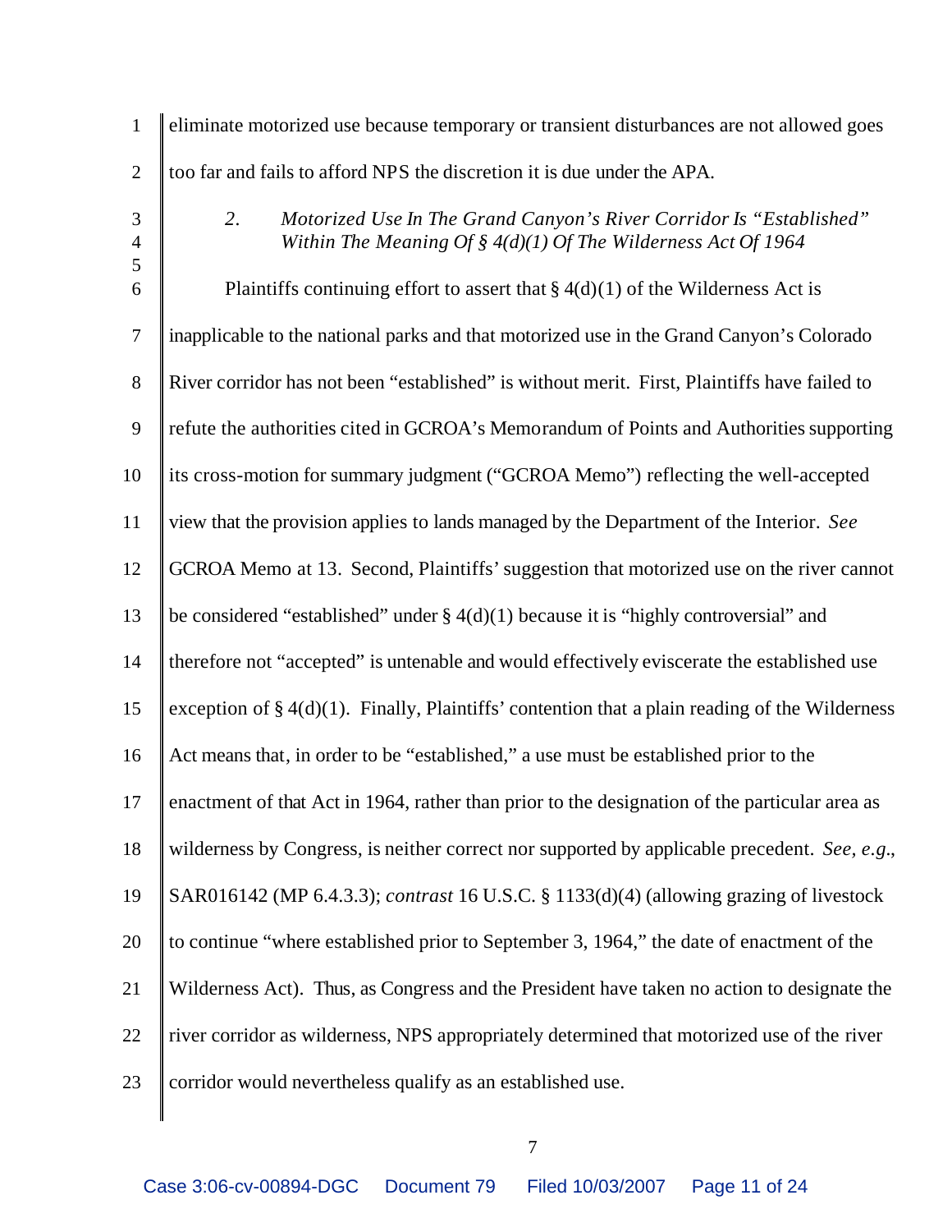eliminate motorized use because temporary or transient disturbances are not allowed goes too far and fails to afford NPS the discretion it is due under the APA.

### *2. Motorized Use In The Grand Canyon's River Corridor Is "Established" Within The Meaning Of § 4(d)(1) Of The Wilderness Act Of 1964*

Plaintiffs continuing effort to assert that § 4(d)(1) of the Wilderness Act is inapplicable to the national parks and that motorized use in the Grand Canyon's Colorado River corridor has not been "established" is without merit. First, Plaintiffs have failed to refute the authorities cited in GCROA's Memorandum of Points and Authorities supporting its cross-motion for summary judgment ("GCROA Memo") reflecting the well-accepted view that the provision applies to lands managed by the Department of the Interior. *See* GCROA Memo at 13. Second, Plaintiffs' suggestion that motorized use on the river cannot be considered "established" under § 4(d)(1) because it is "highly controversial" and therefore not "accepted" is untenable and would effectively eviscerate the established use exception of § 4(d)(1). Finally, Plaintiffs' contention that a plain reading of the Wilderness Act means that, in order to be "established," a use must be established prior to the enactment of that Act in 1964, rather than prior to the designation of the particular area as wilderness by Congress, is neither correct nor supported by applicable precedent. *See, e.g.*, SAR016142 (MP 6.4.3.3); *contrast* 16 U.S.C. § 1133(d)(4) (allowing grazing of livestock to continue "where established prior to September 3, 1964," the date of enactment of the Wilderness Act). Thus, as Congress and the President have taken no action to designate the river corridor as wilderness, NPS appropriately determined that motorized use of the river corridor would nevertheless qualify as an established use.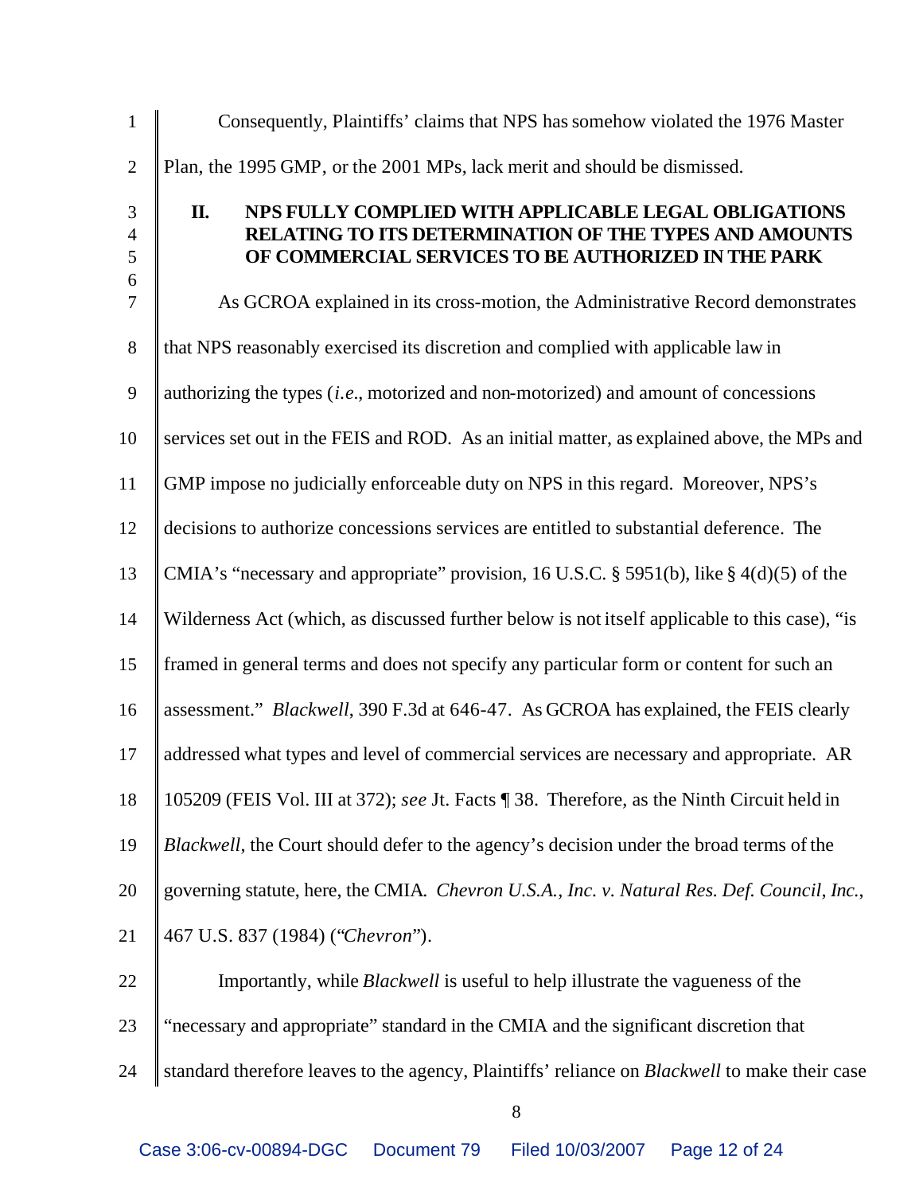Consequently, Plaintiffs' claims that NPS has somehow violated the 1976 Master Plan, the 1995 GMP, or the 2001 MPs, lack merit and should be dismissed.

## II. NPS FULLY COMPLIED WITH APPLICABLE LEGAL OBLIGATIONS RELATING TO ITS DETERMINATION OF THE TYPES AND AMOUNTS OF COMMERCIAL SERVICES TO BE AUTHORIZED IN THE PARK

As GCROA explained in its cross-motion, the Administrative Record demonstrates that NPS reasonably exercised its discretion and complied with applicable law in authorizing the types (*i.e.*, motorized and non-motorized) and amount of concessions services set out in the FEIS and ROD. As an initial matter, as explained above, the MPs and GMP impose no judicially enforceable duty on NPS in this regard. Moreover, NPS's decisions to authorize concessions services are entitled to substantial deference. The CMIA's "necessary and appropriate" provision, 16 U.S.C. § 5951(b), like § 4(d)(5) of the Wilderness Act (which, as discussed further below is not itself applicable to this case), "is framed in general terms and does not specify any particular form or content for such an assessment." *Blackwell*, 390 F.3d at 646-47. As GCROA has explained, the FEIS clearly addressed what types and level of commercial services are necessary and appropriate. AR 105209 (FEIS Vol. III at 372); *see* Jt. Facts ¶ 38. Therefore, as the Ninth Circuit held in *Blackwell*, the Court should defer to the agency's decision under the broad terms of the governing statute, here, the CMIA. *Chevron U.S.A., Inc. v. Natural Res. Def. Council, Inc.*, 467 U.S. 837 (1984) ("*Chevron*").

Importantly, while *Blackwell* is useful to help illustrate the vagueness of the "necessary and appropriate" standard in the CMIA and the significant discretion that standard therefore leaves to the agency, Plaintiffs' reliance on *Blackwell* to make their case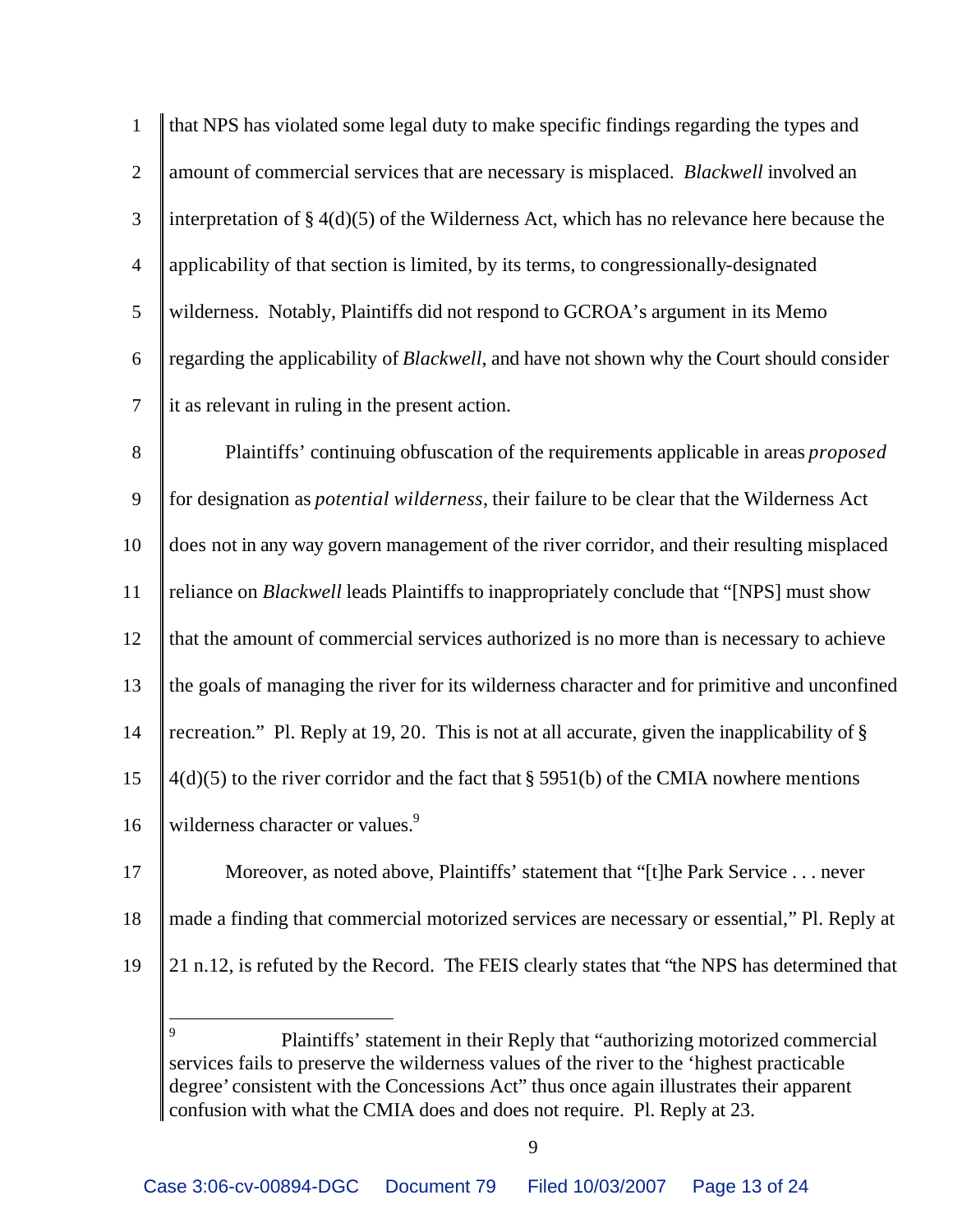that NPS has violated some legal duty to make specific findings regarding the types and amount of commercial services that are necessary is misplaced. *Blackwell* involved an interpretation of § 4(d)(5) of the Wilderness Act, which has no relevance here because the applicability of that section is limited, by its terms, to congressionally-designated wilderness. Notably, Plaintiffs did not respond to GCROA's argument in its Memo regarding the applicability of *Blackwell*, and have not shown why the Court should consider it as relevant in ruling in the present action.

Plaintiffs' continuing obfuscation of the requirements applicable in areas *proposed* for designation as *potential wilderness*, their failure to be clear that the Wilderness Act does not in any way govern management of the river corridor, and their resulting misplaced reliance on *Blackwell* leads Plaintiffs to inappropriately conclude that "[NPS] must show that the amount of commercial services authorized is no more than is necessary to achieve the goals of managing the river for its wilderness character and for primitive and unconfined recreation." Pl. Reply at 19, 20. This is not at all accurate, given the inapplicability of § 4(d)(5) to the river corridor and the fact that § 5951(b) of the CMIA nowhere mentions wilderness character or values.[9]

Moreover, as noted above, Plaintiffs' statement that "[t]he Park Service . . . never made a finding that commercial motorized services are necessary or essential," Pl. Reply at 21 n.12, is refuted by the Record. The FEIS clearly states that "the NPS has determined that

---

[9] Plaintiffs' statement in their Reply that "authorizing motorized commercial services fails to preserve the wilderness values of the river to the 'highest practicable degree' consistent with the Concessions Act" thus once again illustrates their apparent confusion with what the CMIA does and does not require. Pl. Reply at 23.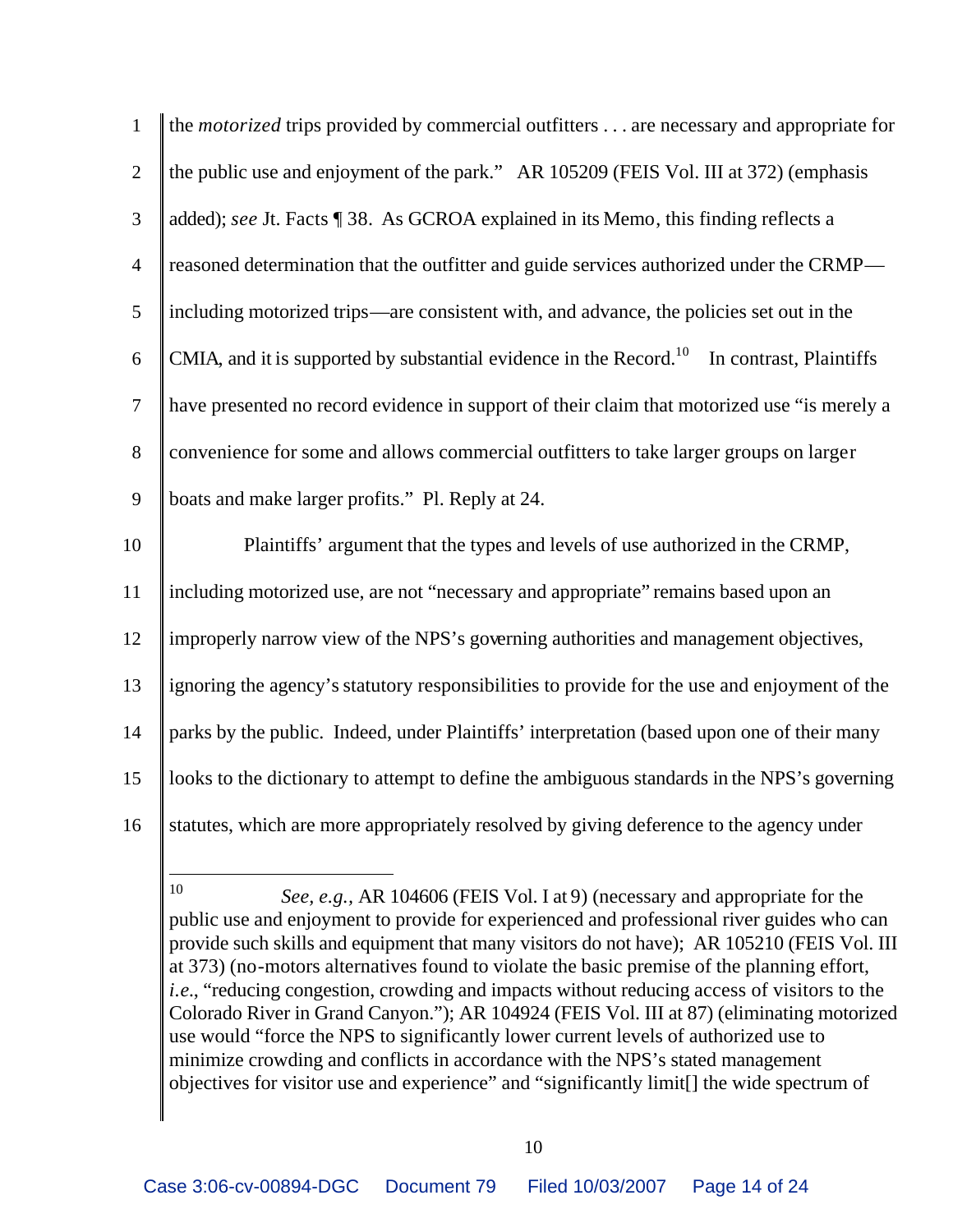the *motorized* trips provided by commercial outfitters . . . are necessary and appropriate for the public use and enjoyment of the park." AR 105209 (FEIS Vol. III at 372) (emphasis added); *see* Jt. Facts ¶ 38. As GCROA explained in its Memo, this finding reflects a reasoned determination that the outfitter and guide services authorized under the CRMP—including motorized trips—are consistent with, and advance, the policies set out in the CMIA, and it is supported by substantial evidence in the Record.[10] In contrast, Plaintiffs have presented no record evidence in support of their claim that motorized use "is merely a convenience for some and allows commercial outfitters to take larger groups on larger boats and make larger profits." Pl. Reply at 24.

Plaintiffs' argument that the types and levels of use authorized in the CRMP, including motorized use, are not "necessary and appropriate" remains based upon an improperly narrow view of the NPS's governing authorities and management objectives, ignoring the agency's statutory responsibilities to provide for the use and enjoyment of the parks by the public. Indeed, under Plaintiffs' interpretation (based upon one of their many looks to the dictionary to attempt to define the ambiguous standards in the NPS's governing statutes, which are more appropriately resolved by giving deference to the agency under

---

[10] *See, e.g.*, AR 104606 (FEIS Vol. I at 9) (necessary and appropriate for the public use and enjoyment to provide for experienced and professional river guides who can provide such skills and equipment that many visitors do not have); AR 105210 (FEIS Vol. III at 373) (no-motors alternatives found to violate the basic premise of the planning effort, *i.e.*, "reducing congestion, crowding and impacts without reducing access of visitors to the Colorado River in Grand Canyon."); AR 104924 (FEIS Vol. III at 87) (eliminating motorized use would "force the NPS to significantly lower current levels of authorized use to minimize crowding and conflicts in accordance with the NPS's stated management objectives for visitor use and experience" and "significantly limit[] the wide spectrum of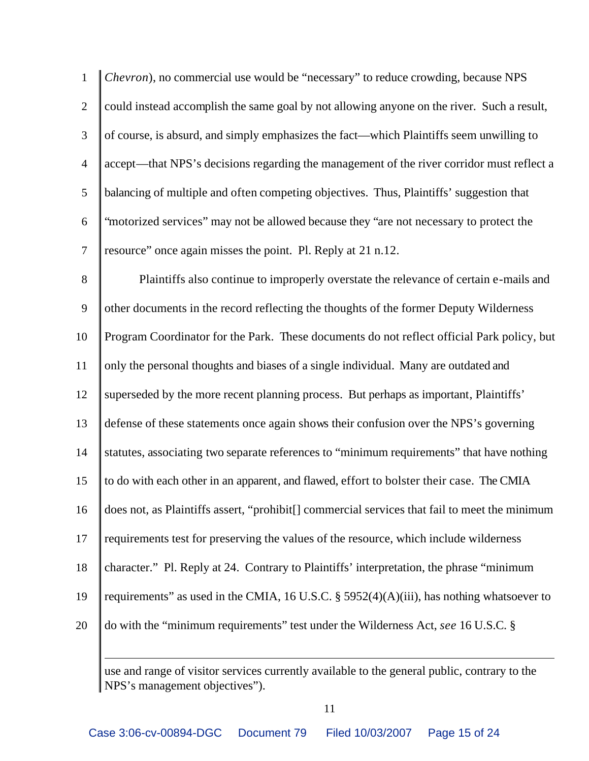*Chevron*), no commercial use would be "necessary" to reduce crowding, because NPS could instead accomplish the same goal by not allowing anyone on the river. Such a result, of course, is absurd, and simply emphasizes the fact—which Plaintiffs seem unwilling to accept—that NPS's decisions regarding the management of the river corridor must reflect a balancing of multiple and often competing objectives. Thus, Plaintiffs' suggestion that "motorized services" may not be allowed because they "are not necessary to protect the resource" once again misses the point. Pl. Reply at 21 n.12.

Plaintiffs also continue to improperly overstate the relevance of certain e-mails and other documents in the record reflecting the thoughts of the former Deputy Wilderness Program Coordinator for the Park. These documents do not reflect official Park policy, but only the personal thoughts and biases of a single individual. Many are outdated and superseded by the more recent planning process. But perhaps as important, Plaintiffs' defense of these statements once again shows their confusion over the NPS's governing statutes, associating two separate references to "minimum requirements" that have nothing to do with each other in an apparent, and flawed, effort to bolster their case. The CMIA does not, as Plaintiffs assert, "prohibit[] commercial services that fail to meet the minimum requirements test for preserving the values of the resource, which include wilderness character." Pl. Reply at 24. Contrary to Plaintiffs' interpretation, the phrase "minimum requirements" as used in the CMIA, 16 U.S.C. § 5952(4)(A)(iii), has nothing whatsoever to do with the "minimum requirements" test under the Wilderness Act, *see* 16 U.S.C. §

---

use and range of visitor services currently available to the general public, contrary to the NPS's management objectives").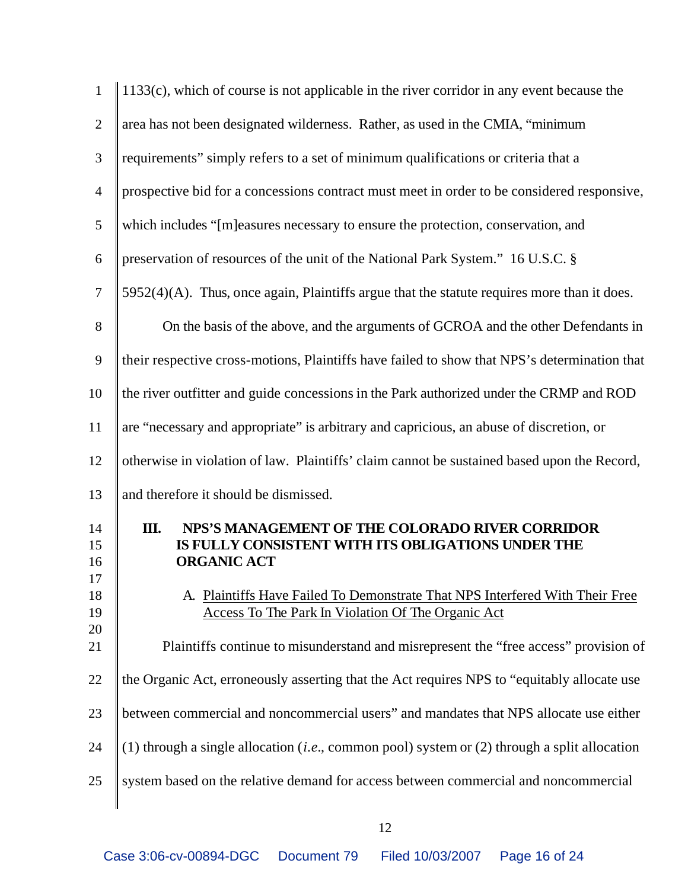1133(c), which of course is not applicable in the river corridor in any event because the area has not been designated wilderness. Rather, as used in the CMIA, "minimum requirements" simply refers to a set of minimum qualifications or criteria that a prospective bid for a concessions contract must meet in order to be considered responsive, which includes "[m]easures necessary to ensure the protection, conservation, and preservation of resources of the unit of the National Park System." 16 U.S.C. § 5952(4)(A). Thus, once again, Plaintiffs argue that the statute requires more than it does.

On the basis of the above, and the arguments of GCROA and the other Defendants in their respective cross-motions, Plaintiffs have failed to show that NPS's determination that the river outfitter and guide concessions in the Park authorized under the CRMP and ROD are "necessary and appropriate" is arbitrary and capricious, an abuse of discretion, or otherwise in violation of law. Plaintiffs' claim cannot be sustained based upon the Record, and therefore it should be dismissed.

## III. NPS'S MANAGEMENT OF THE COLORADO RIVER CORRIDOR IS FULLY CONSISTENT WITH ITS OBLIGATIONS UNDER THE ORGANIC ACT

### A. Plaintiffs Have Failed To Demonstrate That NPS Interfered With Their Free Access To The Park In Violation Of The Organic Act

Plaintiffs continue to misunderstand and misrepresent the "free access" provision of the Organic Act, erroneously asserting that the Act requires NPS to "equitably allocate use between commercial and noncommercial users" and mandates that NPS allocate use either (1) through a single allocation (*i.e.*, common pool) system or (2) through a split allocation system based on the relative demand for access between commercial and noncommercial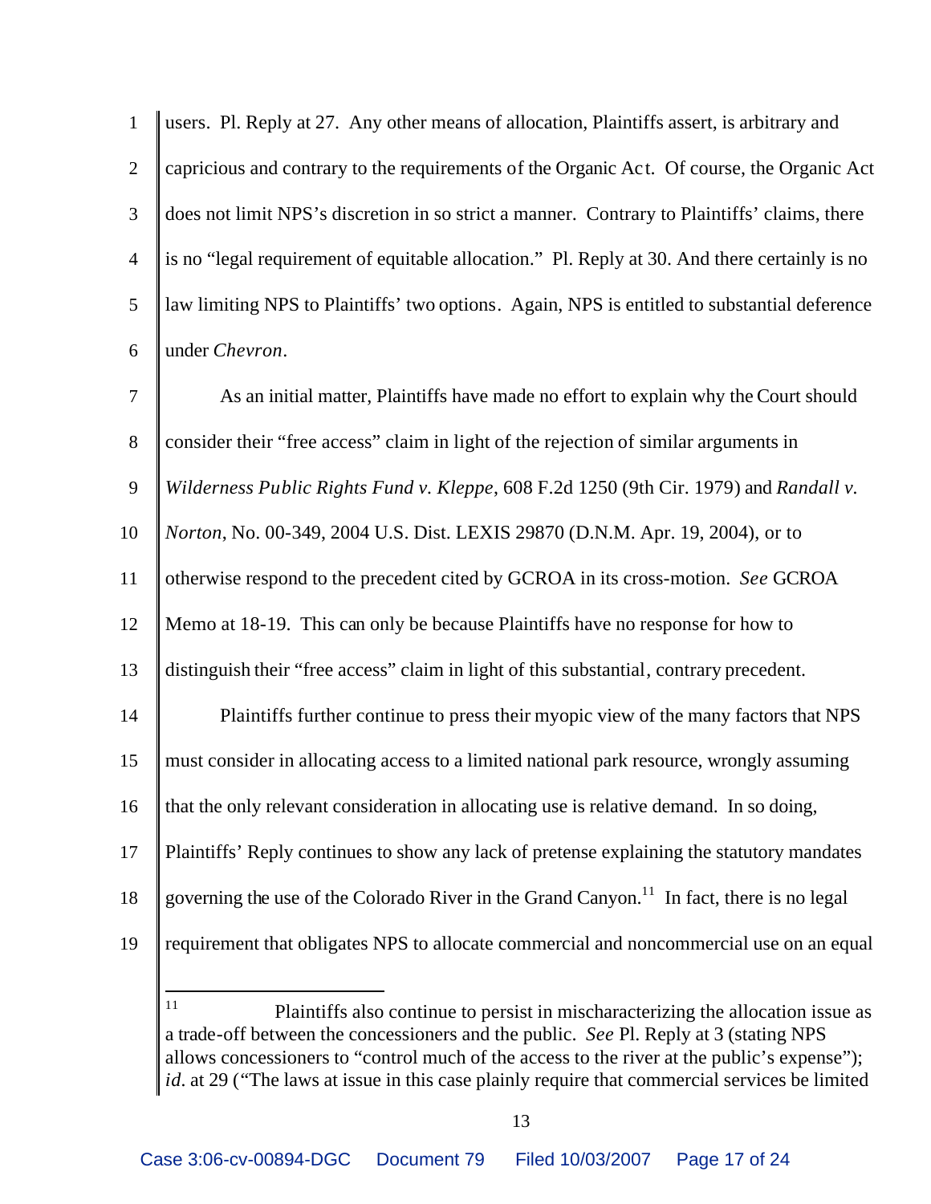users. Pl. Reply at 27. Any other means of allocation, Plaintiffs assert, is arbitrary and capricious and contrary to the requirements of the Organic Act. Of course, the Organic Act does not limit NPS's discretion in so strict a manner. Contrary to Plaintiffs' claims, there is no "legal requirement of equitable allocation." Pl. Reply at 30. And there certainly is no law limiting NPS to Plaintiffs' two options. Again, NPS is entitled to substantial deference under *Chevron*.

As an initial matter, Plaintiffs have made no effort to explain why the Court should consider their "free access" claim in light of the rejection of similar arguments in *Wilderness Public Rights Fund v. Kleppe*, 608 F.2d 1250 (9th Cir. 1979) and *Randall v. Norton*, No. 00-349, 2004 U.S. Dist. LEXIS 29870 (D.N.M. Apr. 19, 2004), or to otherwise respond to the precedent cited by GCROA in its cross-motion. *See* GCROA Memo at 18-19. This can only be because Plaintiffs have no response for how to distinguish their "free access" claim in light of this substantial, contrary precedent.

Plaintiffs further continue to press their myopic view of the many factors that NPS must consider in allocating access to a limited national park resource, wrongly assuming that the only relevant consideration in allocating use is relative demand. In so doing, Plaintiffs' Reply continues to show any lack of pretense explaining the statutory mandates governing the use of the Colorado River in the Grand Canyon.[11] In fact, there is no legal requirement that obligates NPS to allocate commercial and noncommercial use on an equal

---

[11] Plaintiffs also continue to persist in mischaracterizing the allocation issue as a trade-off between the concessioners and the public. *See* Pl. Reply at 3 (stating NPS allows concessioners to "control much of the access to the river at the public's expense"); *id.* at 29 ("The laws at issue in this case plainly require that commercial services be limited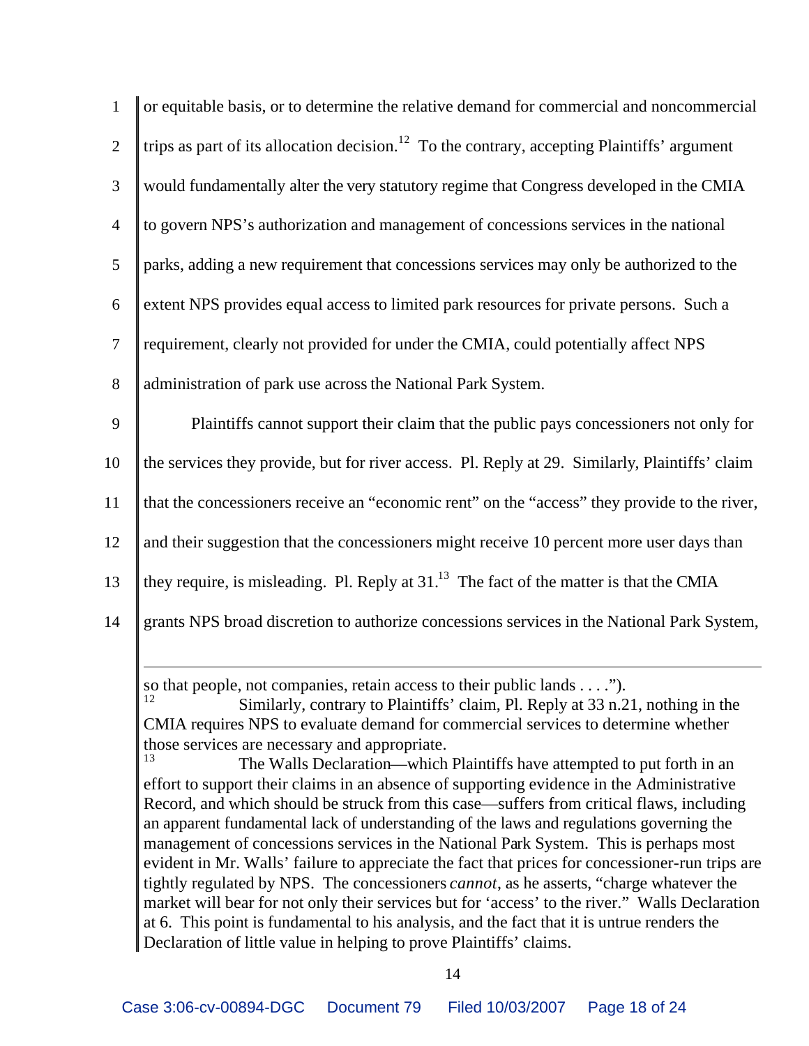or equitable basis, or to determine the relative demand for commercial and noncommercial trips as part of its allocation decision.[12] To the contrary, accepting Plaintiffs' argument would fundamentally alter the very statutory regime that Congress developed in the CMIA to govern NPS's authorization and management of concessions services in the national parks, adding a new requirement that concessions services may only be authorized to the extent NPS provides equal access to limited park resources for private persons. Such a requirement, clearly not provided for under the CMIA, could potentially affect NPS administration of park use across the National Park System.

Plaintiffs cannot support their claim that the public pays concessioners not only for the services they provide, but for river access. Pl. Reply at 29. Similarly, Plaintiffs' claim that the concessioners receive an "economic rent" on the "access" they provide to the river, and their suggestion that the concessioners might receive 10 percent more user days than they require, is misleading. Pl. Reply at 31.[13] The fact of the matter is that the CMIA grants NPS broad discretion to authorize concessions services in the National Park System,

---

so that people, not companies, retain access to their public lands . . . .").

[12] Similarly, contrary to Plaintiffs' claim, Pl. Reply at 33 n.21, nothing in the CMIA requires NPS to evaluate demand for commercial services to determine whether those services are necessary and appropriate.

[13] The Walls Declaration—which Plaintiffs have attempted to put forth in an effort to support their claims in an absence of supporting evidence in the Administrative Record, and which should be struck from this case—suffers from critical flaws, including an apparent fundamental lack of understanding of the laws and regulations governing the management of concessions services in the National Park System. This is perhaps most evident in Mr. Walls' failure to appreciate the fact that prices for concessioner-run trips are tightly regulated by NPS. The concessioners *cannot*, as he asserts, "charge whatever the market will bear for not only their services but for 'access' to the river." Walls Declaration at 6. This point is fundamental to his analysis, and the fact that it is untrue renders the Declaration of little value in helping to prove Plaintiffs' claims.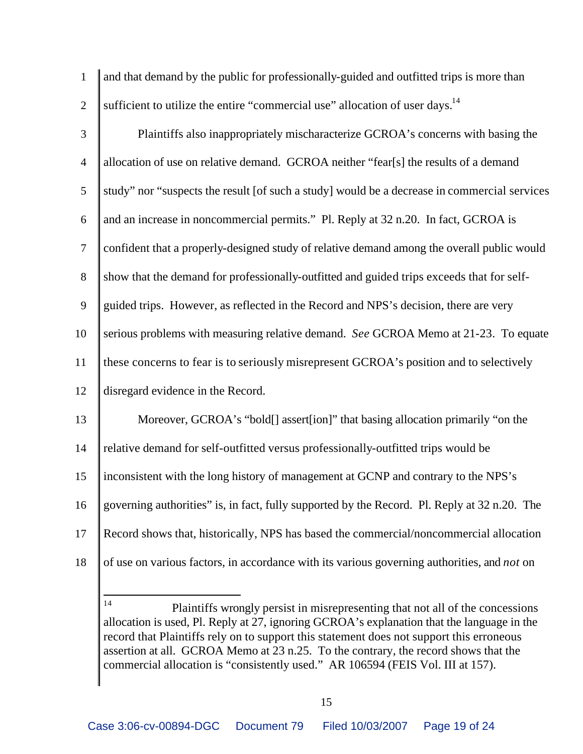and that demand by the public for professionally-guided and outfitted trips is more than sufficient to utilize the entire "commercial use" allocation of user days.[14]

Plaintiffs also inappropriately mischaracterize GCROA's concerns with basing the allocation of use on relative demand. GCROA neither "fear[s] the results of a demand study" nor "suspects the result [of such a study] would be a decrease in commercial services and an increase in noncommercial permits." Pl. Reply at 32 n.20. In fact, GCROA is confident that a properly-designed study of relative demand among the overall public would show that the demand for professionally-outfitted and guided trips exceeds that for self-guided trips. However, as reflected in the Record and NPS's decision, there are very serious problems with measuring relative demand. *See* GCROA Memo at 21-23. To equate these concerns to fear is to seriously misrepresent GCROA's position and to selectively disregard evidence in the Record.

Moreover, GCROA's "bold[] assert[ion]" that basing allocation primarily "on the relative demand for self-outfitted versus professionally-outfitted trips would be inconsistent with the long history of management at GCNP and contrary to the NPS's governing authorities" is, in fact, fully supported by the Record. Pl. Reply at 32 n.20. The Record shows that, historically, NPS has based the commercial/noncommercial allocation of use on various factors, in accordance with its various governing authorities, and *not* on

---

[14] Plaintiffs wrongly persist in misrepresenting that not all of the concessions allocation is used, Pl. Reply at 27, ignoring GCROA's explanation that the language in the record that Plaintiffs rely on to support this statement does not support this erroneous assertion at all. GCROA Memo at 23 n.25. To the contrary, the record shows that the commercial allocation is "consistently used." AR 106594 (FEIS Vol. III at 157).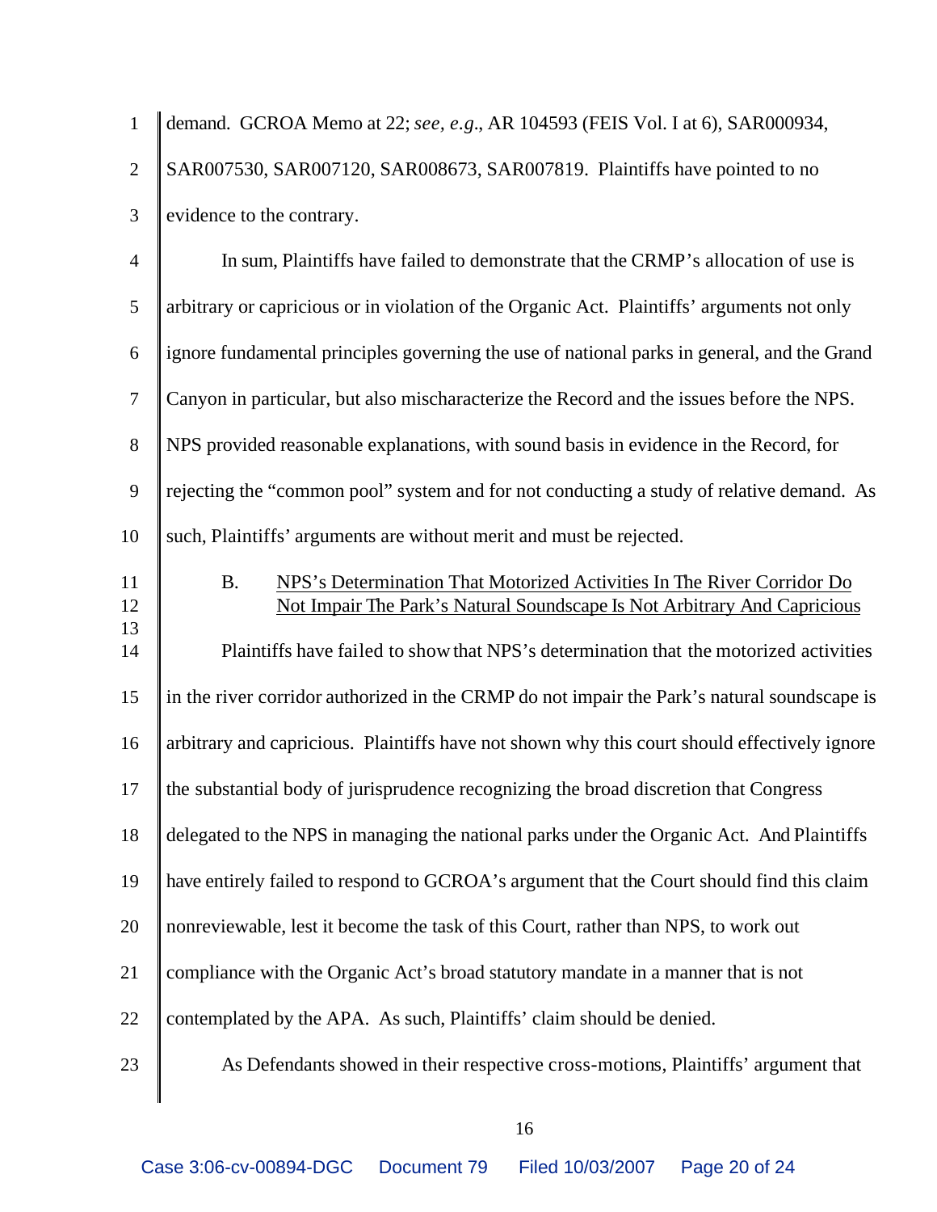demand. GCROA Memo at 22; *see, e.g.*, AR 104593 (FEIS Vol. I at 6), SAR000934, SAR007530, SAR007120, SAR008673, SAR007819. Plaintiffs have pointed to no evidence to the contrary.

In sum, Plaintiffs have failed to demonstrate that the CRMP's allocation of use is arbitrary or capricious or in violation of the Organic Act. Plaintiffs' arguments not only ignore fundamental principles governing the use of national parks in general, and the Grand Canyon in particular, but also mischaracterize the Record and the issues before the NPS. NPS provided reasonable explanations, with sound basis in evidence in the Record, for rejecting the "common pool" system and for not conducting a study of relative demand. As such, Plaintiffs' arguments are without merit and must be rejected.

B. <u>NPS's Determination That Motorized Activities In The River Corridor Do Not Impair The Park's Natural Soundscape Is Not Arbitrary And Capricious</u>

Plaintiffs have failed to show that NPS's determination that the motorized activities in the river corridor authorized in the CRMP do not impair the Park's natural soundscape is arbitrary and capricious. Plaintiffs have not shown why this court should effectively ignore the substantial body of jurisprudence recognizing the broad discretion that Congress delegated to the NPS in managing the national parks under the Organic Act. And Plaintiffs have entirely failed to respond to GCROA's argument that the Court should find this claim nonreviewable, lest it become the task of this Court, rather than NPS, to work out compliance with the Organic Act's broad statutory mandate in a manner that is not contemplated by the APA. As such, Plaintiffs' claim should be denied.

As Defendants showed in their respective cross-motions, Plaintiffs' argument that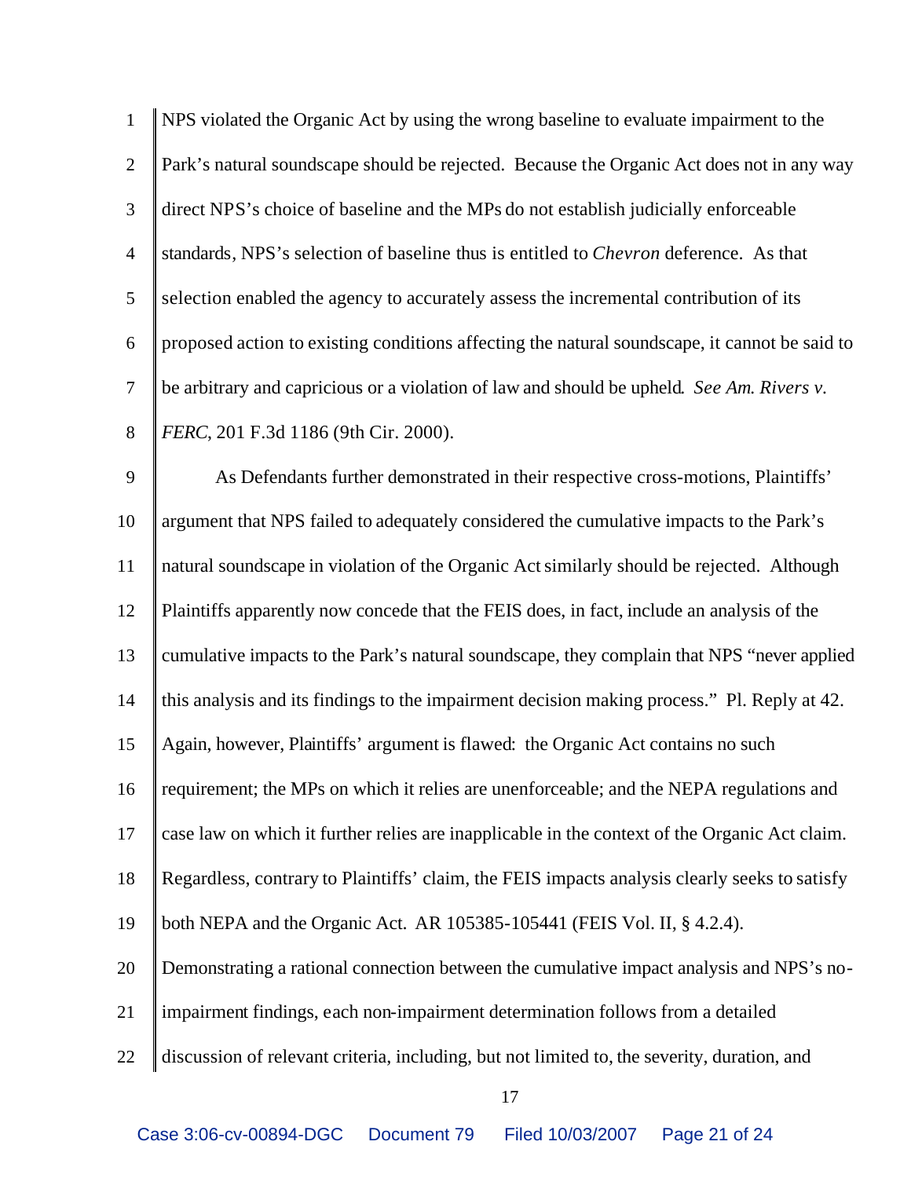NPS violated the Organic Act by using the wrong baseline to evaluate impairment to the Park's natural soundscape should be rejected. Because the Organic Act does not in any way direct NPS's choice of baseline and the MPs do not establish judicially enforceable standards, NPS's selection of baseline thus is entitled to *Chevron* deference. As that selection enabled the agency to accurately assess the incremental contribution of its proposed action to existing conditions affecting the natural soundscape, it cannot be said to be arbitrary and capricious or a violation of law and should be upheld. *See Am. Rivers v. FERC*, 201 F.3d 1186 (9th Cir. 2000).

As Defendants further demonstrated in their respective cross-motions, Plaintiffs' argument that NPS failed to adequately considered the cumulative impacts to the Park's natural soundscape in violation of the Organic Act similarly should be rejected. Although Plaintiffs apparently now concede that the FEIS does, in fact, include an analysis of the cumulative impacts to the Park's natural soundscape, they complain that NPS "never applied this analysis and its findings to the impairment decision making process." Pl. Reply at 42. Again, however, Plaintiffs' argument is flawed: the Organic Act contains no such requirement; the MPs on which it relies are unenforceable; and the NEPA regulations and case law on which it further relies are inapplicable in the context of the Organic Act claim. Regardless, contrary to Plaintiffs' claim, the FEIS impacts analysis clearly seeks to satisfy both NEPA and the Organic Act. AR 105385-105441 (FEIS Vol. II, § 4.2.4). Demonstrating a rational connection between the cumulative impact analysis and NPS's no-impairment findings, each non-impairment determination follows from a detailed discussion of relevant criteria, including, but not limited to, the severity, duration, and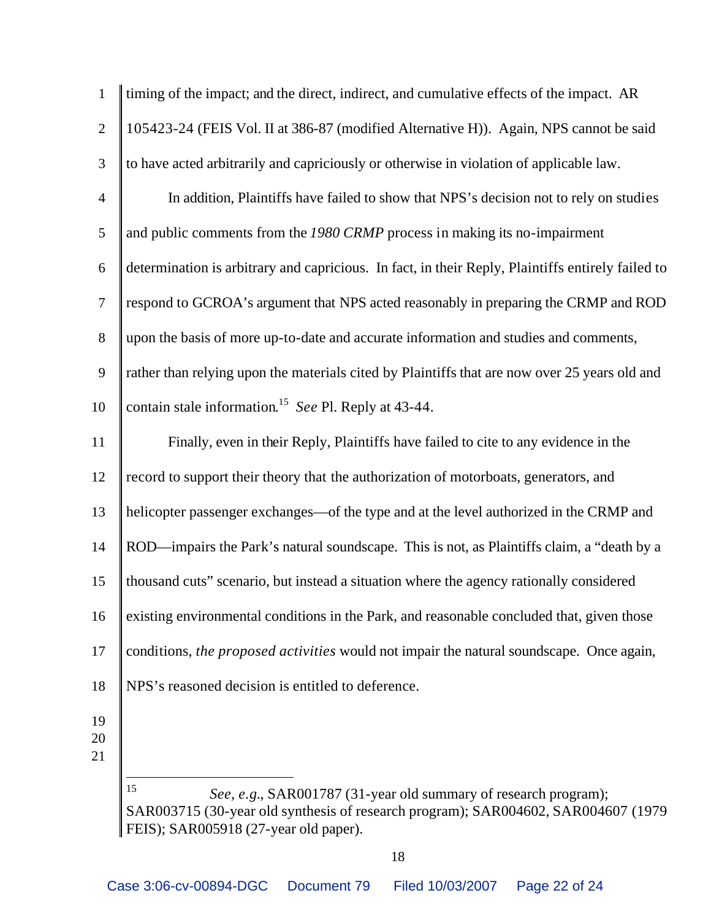timing of the impact; and the direct, indirect, and cumulative effects of the impact. AR 105423-24 (FEIS Vol. II at 386-87 (modified Alternative H)). Again, NPS cannot be said to have acted arbitrarily and capriciously or otherwise in violation of applicable law.

In addition, Plaintiffs have failed to show that NPS's decision not to rely on studies and public comments from the *1980 CRMP* process in making its no-impairment determination is arbitrary and capricious. In fact, in their Reply, Plaintiffs entirely failed to respond to GCROA's argument that NPS acted reasonably in preparing the CRMP and ROD upon the basis of more up-to-date and accurate information and studies and comments, rather than relying upon the materials cited by Plaintiffs that are now over 25 years old and contain stale information.[15] *See* Pl. Reply at 43-44.

Finally, even in their Reply, Plaintiffs have failed to cite to any evidence in the record to support their theory that the authorization of motorboats, generators, and helicopter passenger exchanges—of the type and at the level authorized in the CRMP and ROD—impairs the Park's natural soundscape. This is not, as Plaintiffs claim, a "death by a thousand cuts" scenario, but instead a situation where the agency rationally considered existing environmental conditions in the Park, and reasonable concluded that, given those conditions, *the proposed activities* would not impair the natural soundscape. Once again, NPS's reasoned decision is entitled to deference.

---

[15] *See, e.g.*, SAR001787 (31-year old summary of research program); SAR003715 (30-year old synthesis of research program); SAR004602, SAR004607 (1979 FEIS); SAR005918 (27-year old paper).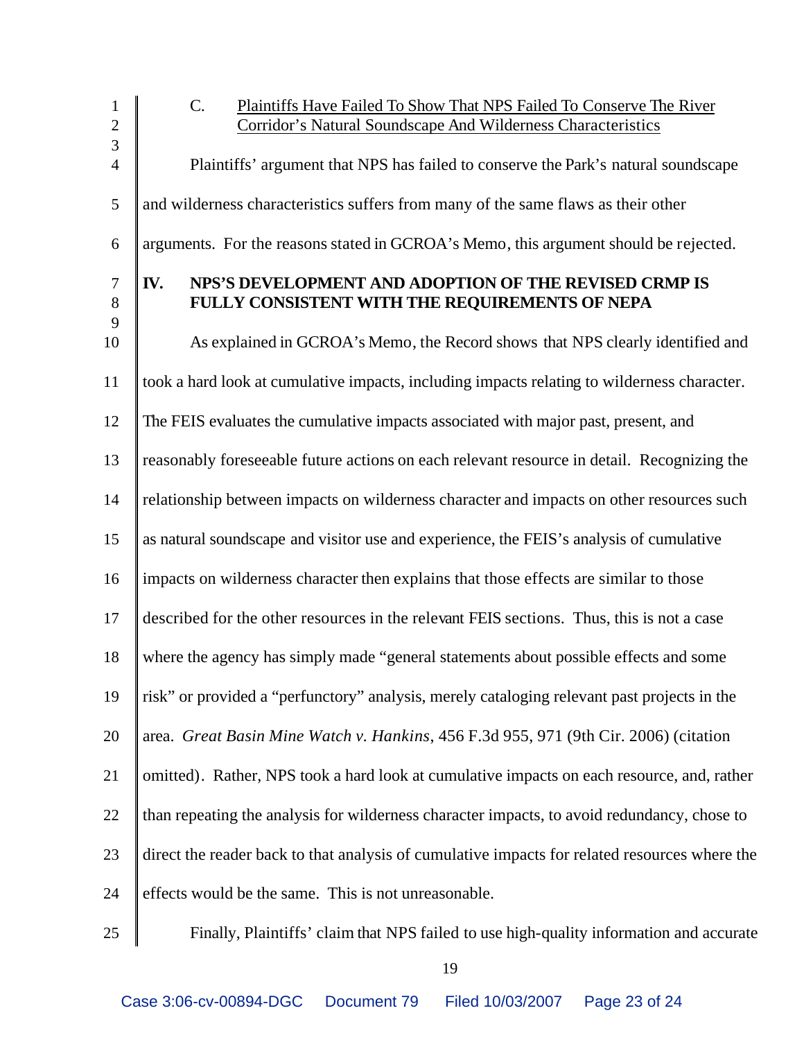C. Plaintiffs Have Failed To Show That NPS Failed To Conserve The River Corridor's Natural Soundscape And Wilderness Characteristics

Plaintiffs' argument that NPS has failed to conserve the Park's natural soundscape and wilderness characteristics suffers from many of the same flaws as their other arguments. For the reasons stated in GCROA's Memo, this argument should be rejected.

## IV. NPS'S DEVELOPMENT AND ADOPTION OF THE REVISED CRMP IS FULLY CONSISTENT WITH THE REQUIREMENTS OF NEPA

As explained in GCROA's Memo, the Record shows that NPS clearly identified and took a hard look at cumulative impacts, including impacts relating to wilderness character. The FEIS evaluates the cumulative impacts associated with major past, present, and reasonably foreseeable future actions on each relevant resource in detail. Recognizing the relationship between impacts on wilderness character and impacts on other resources such as natural soundscape and visitor use and experience, the FEIS's analysis of cumulative impacts on wilderness character then explains that those effects are similar to those described for the other resources in the relevant FEIS sections. Thus, this is not a case where the agency has simply made "general statements about possible effects and some risk" or provided a "perfunctory" analysis, merely cataloging relevant past projects in the area. *Great Basin Mine Watch v. Hankins*, 456 F.3d 955, 971 (9th Cir. 2006) (citation omitted). Rather, NPS took a hard look at cumulative impacts on each resource, and, rather than repeating the analysis for wilderness character impacts, to avoid redundancy, chose to direct the reader back to that analysis of cumulative impacts for related resources where the effects would be the same. This is not unreasonable.

Finally, Plaintiffs' claim that NPS failed to use high-quality information and accurate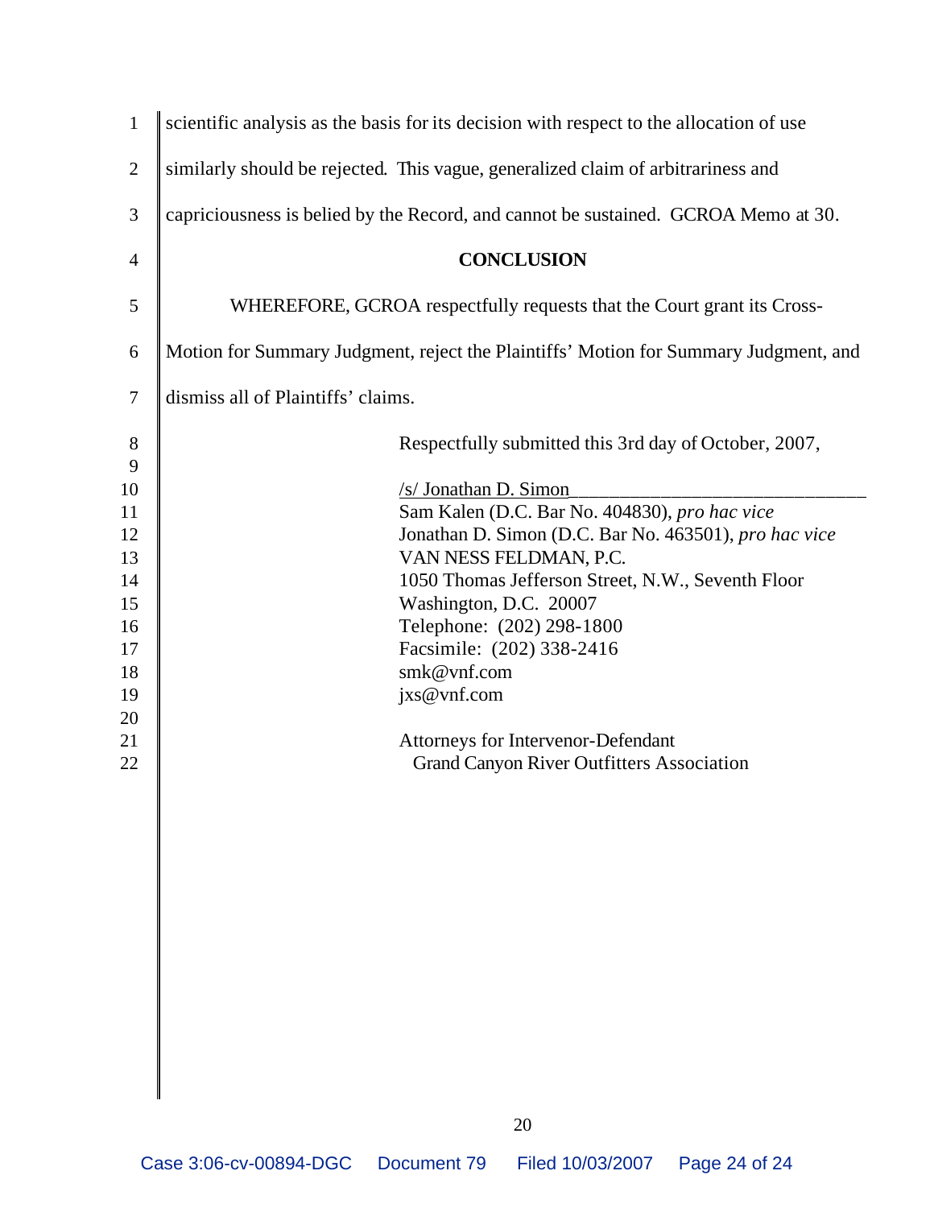scientific analysis as the basis for its decision with respect to the allocation of use similarly should be rejected. This vague, generalized claim of arbitrariness and capriciousness is belied by the Record, and cannot be sustained. GCROA Memo at 30.

## CONCLUSION

WHEREFORE, GCROA respectfully requests that the Court grant its Cross-Motion for Summary Judgment, reject the Plaintiffs' Motion for Summary Judgment, and dismiss all of Plaintiffs' claims.

Respectfully submitted this 3rd day of October, 2007,

/s/ Jonathan D. Simon
Sam Kalen (D.C. Bar No. 404830), *pro hac vice*
Jonathan D. Simon (D.C. Bar No. 463501), *pro hac vice*
VAN NESS FELDMAN, P.C.
1050 Thomas Jefferson Street, N.W., Seventh Floor
Washington, D.C. 20007
Telephone: (202) 298-1800
Facsimile: (202) 338-2416
smk@vnf.com
jxs@vnf.com

Attorneys for Intervenor-Defendant
Grand Canyon River Outfitters Association